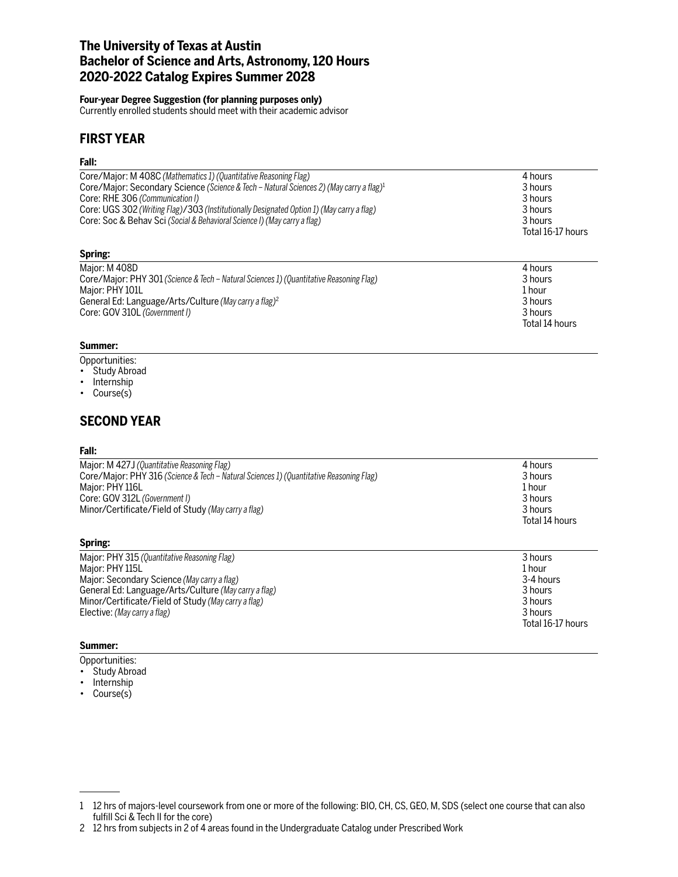# The University of Texas at Austin
# Bachelor of Science and Arts, Astronomy, 120 Hours
# 2020-2022 Catalog Expires Summer 2028

**Four-year Degree Suggestion (for planning purposes only)**
Currently enrolled students should meet with their academic advisor

## FIRST YEAR

### Fall:

| Course | Hours |
|---|---|
| Core/Major: M 408C *(Mathematics 1) (Quantitative Reasoning Flag)* | 4 hours |
| Core/Major: Secondary Science *(Science & Tech – Natural Sciences 2) (May carry a flag)*[1] | 3 hours |
| Core: RHE 306 *(Communication I)* | 3 hours |
| Core: UGS 302 *(Writing Flag)*/303 *(Institutionally Designated Option 1) (May carry a flag)* | 3 hours |
| Core: Soc & Behav Sci *(Social & Behavioral Science I) (May carry a flag)* | 3 hours |
| | Total 16-17 hours |

### Spring:

| Course | Hours |
|---|---|
| Major: M 408D | 4 hours |
| Core/Major: PHY 301 *(Science & Tech – Natural Sciences 1) (Quantitative Reasoning Flag)* | 3 hours |
| Major: PHY 101L | 1 hour |
| General Ed: Language/Arts/Culture *(May carry a flag)*[2] | 3 hours |
| Core: GOV 310L *(Government I)* | 3 hours |
| | Total 14 hours |

### Summer:

Opportunities:

- Study Abroad
- Internship
- Course(s)

## SECOND YEAR

### Fall:

| Course | Hours |
|---|---|
| Major: M 427J *(Quantitative Reasoning Flag)* | 4 hours |
| Core/Major: PHY 316 *(Science & Tech – Natural Sciences 1) (Quantitative Reasoning Flag)* | 3 hours |
| Major: PHY 116L | 1 hour |
| Core: GOV 312L *(Government I)* | 3 hours |
| Minor/Certificate/Field of Study *(May carry a flag)* | 3 hours |
| | Total 14 hours |

### Spring:

| Course | Hours |
|---|---|
| Major: PHY 315 *(Quantitative Reasoning Flag)* | 3 hours |
| Major: PHY 115L | 1 hour |
| Major: Secondary Science *(May carry a flag)* | 3-4 hours |
| General Ed: Language/Arts/Culture *(May carry a flag)* | 3 hours |
| Minor/Certificate/Field of Study *(May carry a flag)* | 3 hours |
| Elective: *(May carry a flag)* | 3 hours |
| | Total 16-17 hours |

### Summer:

Opportunities:

- Study Abroad
- Internship
- Course(s)

---

1 12 hrs of majors-level coursework from one or more of the following: BIO, CH, CS, GEO, M, SDS (select one course that can also fulfill Sci & Tech II for the core)

2 12 hrs from subjects in 2 of 4 areas found in the Undergraduate Catalog under Prescribed Work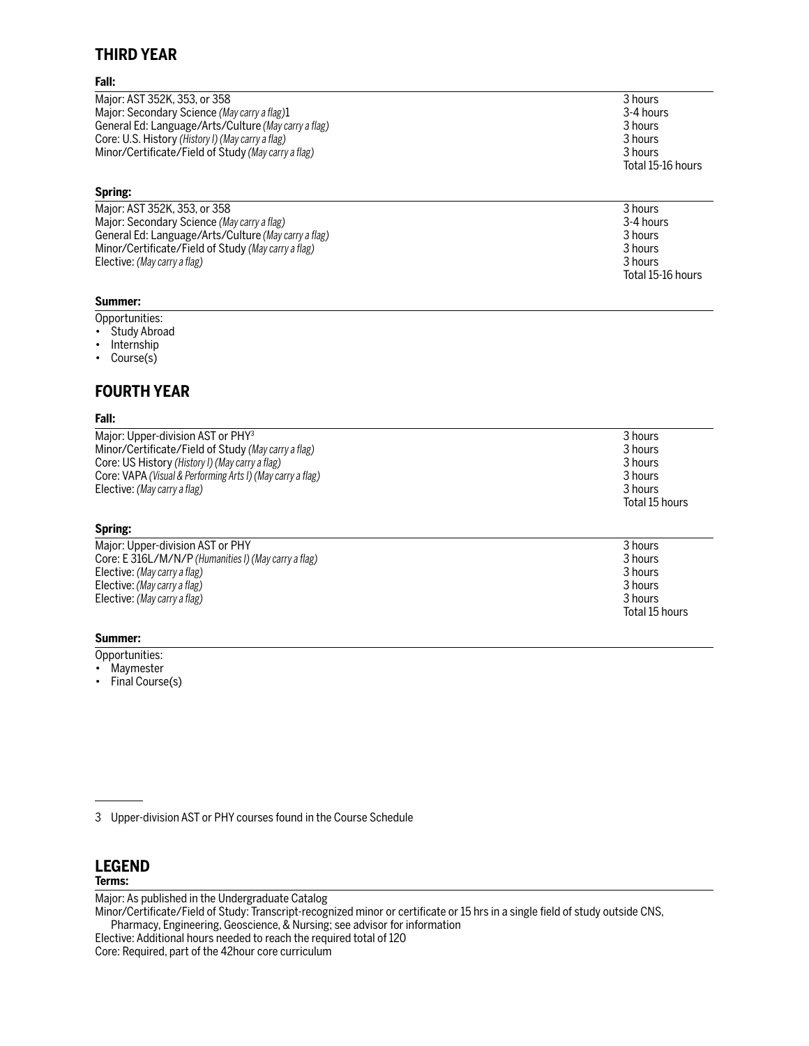## THIRD YEAR

**Fall:**

| | |
|---|---|
| Major: AST 352K, 353, or 358 | 3 hours |
| Major: Secondary Science *(May carry a flag)*1 | 3-4 hours |
| General Ed: Language/Arts/Culture *(May carry a flag)* | 3 hours |
| Core: U.S. History *(History I) (May carry a flag)* | 3 hours |
| Minor/Certificate/Field of Study *(May carry a flag)* | 3 hours |
| | Total 15-16 hours |

**Spring:**

| | |
|---|---|
| Major: AST 352K, 353, or 358 | 3 hours |
| Major: Secondary Science *(May carry a flag)* | 3-4 hours |
| General Ed: Language/Arts/Culture *(May carry a flag)* | 3 hours |
| Minor/Certificate/Field of Study *(May carry a flag)* | 3 hours |
| Elective: *(May carry a flag)* | 3 hours |
| | Total 15-16 hours |

**Summer:**

Opportunities:

- Study Abroad
- Internship
- Course(s)

## FOURTH YEAR

**Fall:**

| | |
|---|---|
| Major: Upper-division AST or PHY[3] | 3 hours |
| Minor/Certificate/Field of Study *(May carry a flag)* | 3 hours |
| Core: US History *(History I) (May carry a flag)* | 3 hours |
| Core: VAPA *(Visual & Performing Arts I) (May carry a flag)* | 3 hours |
| Elective: *(May carry a flag)* | 3 hours |
| | Total 15 hours |

**Spring:**

| | |
|---|---|
| Major: Upper-division AST or PHY | 3 hours |
| Core: E 316L/M/N/P *(Humanities I) (May carry a flag)* | 3 hours |
| Elective: *(May carry a flag)* | 3 hours |
| Elective: *(May carry a flag)* | 3 hours |
| Elective: *(May carry a flag)* | 3 hours |
| | Total 15 hours |

**Summer:**

Opportunities:

- Maymester
- Final Course(s)

3 Upper-division AST or PHY courses found in the Course Schedule

## LEGEND

**Terms:**

Major: As published in the Undergraduate Catalog
Minor/Certificate/Field of Study: Transcript-recognized minor or certificate or 15 hrs in a single field of study outside CNS, Pharmacy, Engineering, Geoscience, & Nursing; see advisor for information
Elective: Additional hours needed to reach the required total of 120
Core: Required, part of the 42hour core curriculum